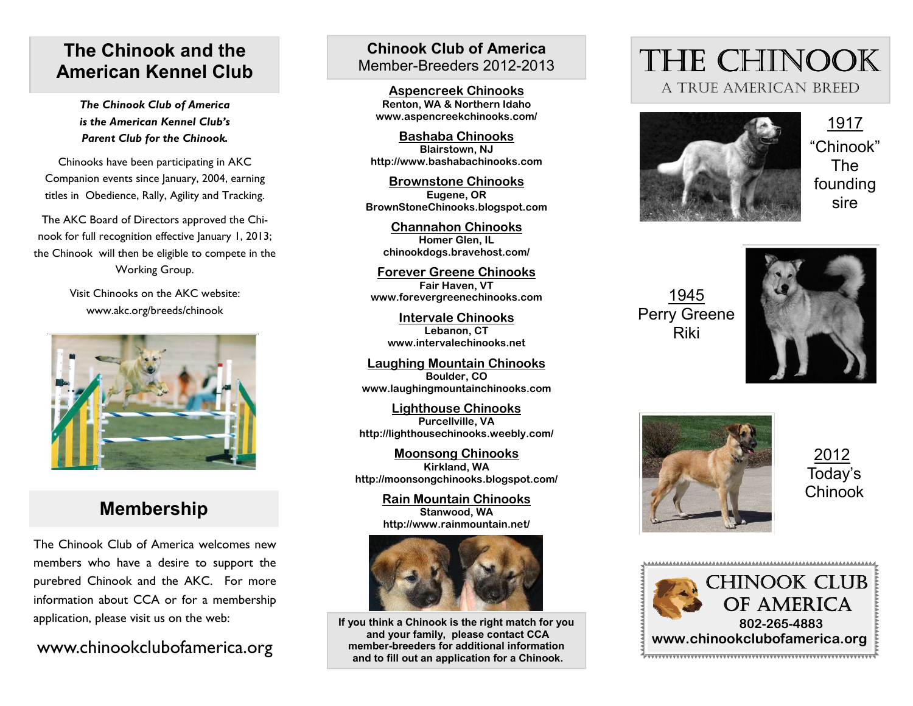## The Chinook and the American Kennel Club

***The Chinook Club of America is the American Kennel Club's Parent Club for the Chinook.***

Chinooks have been participating in AKC Companion events since January, 2004, earning titles in Obedience, Rally, Agility and Tracking.

The AKC Board of Directors approved the Chinook for full recognition effective January 1, 2013; the Chinook will then be eligible to compete in the Working Group.

Visit Chinooks on the AKC website:
www.akc.org/breeds/chinook

## Membership

The Chinook Club of America welcomes new members who have a desire to support the purebred Chinook and the AKC. For more information about CCA or for a membership application, please visit us on the web:

www.chinookclubofamerica.org

## Chinook Club of America
Member-Breeders 2012-2013

**Aspencreek Chinooks**
**Renton, WA & Northern Idaho**
**www.aspencreekchinooks.com/**

**Bashaba Chinooks**
**Blairstown, NJ**
**http://www.bashabachinooks.com**

**Brownstone Chinooks**
**Eugene, OR**
**BrownStoneChinooks.blogspot.com**

**Channahon Chinooks**
**Homer Glen, IL**
**chinookdogs.bravehost.com/**

**Forever Greene Chinooks**
**Fair Haven, VT**
**www.forevergreenechinooks.com**

**Intervale Chinooks**
**Lebanon, CT**
**www.intervalechinooks.net**

**Laughing Mountain Chinooks**
**Boulder, CO**
**www.laughingmountainchinooks.com**

**Lighthouse Chinooks**
**Purcellville, VA**
**http://lighthousechinooks.weebly.com/**

**Moonsong Chinooks**
**Kirkland, WA**
**http://moonsongchinooks.blogspot.com/**

**Rain Mountain Chinooks**
**Stanwood, WA**
**http://www.rainmountain.net/**

**If you think a Chinook is the right match for you and your family, please contact CCA member-breeders for additional information and to fill out an application for a Chinook.**

# THE CHINOOK
A TRUE AMERICAN BREED

1917
"Chinook"
The founding sire

1945
Perry Greene Riki

2012
Today's Chinook

CHINOOK CLUB OF AMERICA
802-265-4883
www.chinookclubofamerica.org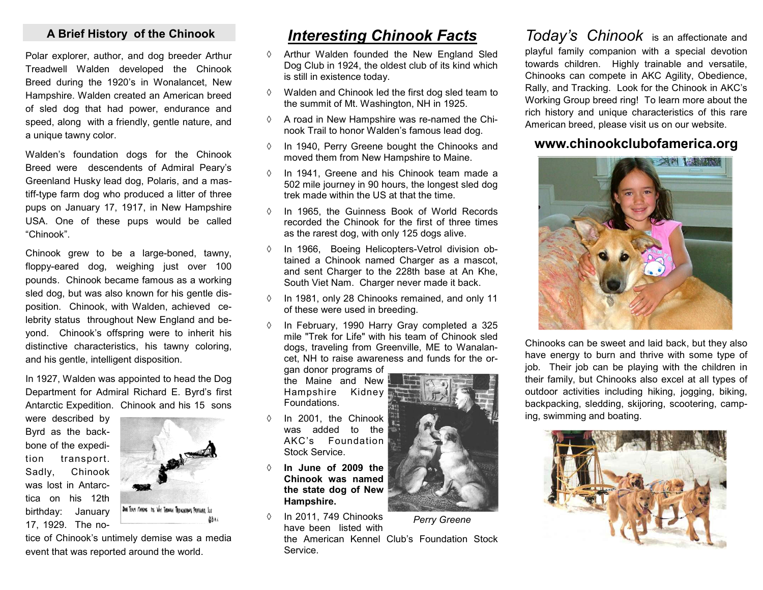## A Brief History of the Chinook

Polar explorer, author, and dog breeder Arthur Treadwell Walden developed the Chinook Breed during the 1920's in Wonalancet, New Hampshire. Walden created an American breed of sled dog that had power, endurance and speed, along with a friendly, gentle nature, and a unique tawny color.

Walden's foundation dogs for the Chinook Breed were descendents of Admiral Peary's Greenland Husky lead dog, Polaris, and a mastiff-type farm dog who produced a litter of three pups on January 17, 1917, in New Hampshire USA. One of these pups would be called "Chinook".

Chinook grew to be a large-boned, tawny, floppy-eared dog, weighing just over 100 pounds. Chinook became famous as a working sled dog, but was also known for his gentle disposition. Chinook, with Walden, achieved celebrity status throughout New England and beyond. Chinook's offspring were to inherit his distinctive characteristics, his tawny coloring, and his gentle, intelligent disposition.

In 1927, Walden was appointed to head the Dog Department for Admiral Richard E. Byrd's first Antarctic Expedition. Chinook and his 15 sons were described by Byrd as the backbone of the expedition transport. Sadly, Chinook was lost in Antarctica on his 12th birthday: January 17, 1929. The notice of Chinook's untimely demise was a media event that was reported around the world.

## *Interesting Chinook Facts*

- Arthur Walden founded the New England Sled Dog Club in 1924, the oldest club of its kind which is still in existence today.
- Walden and Chinook led the first dog sled team to the summit of Mt. Washington, NH in 1925.
- A road in New Hampshire was re-named the Chinook Trail to honor Walden's famous lead dog.
- In 1940, Perry Greene bought the Chinooks and moved them from New Hampshire to Maine.
- In 1941, Greene and his Chinook team made a 502 mile journey in 90 hours, the longest sled dog trek made within the US at that the time.
- In 1965, the Guinness Book of World Records recorded the Chinook for the first of three times as the rarest dog, with only 125 dogs alive.
- In 1966, Boeing Helicopters-Vetrol division obtained a Chinook named Charger as a mascot, and sent Charger to the 228th base at An Khe, South Viet Nam. Charger never made it back.
- In 1981, only 28 Chinooks remained, and only 11 of these were used in breeding.
- In February, 1990 Harry Gray completed a 325 mile "Trek for Life" with his team of Chinook sled dogs, traveling from Greenville, ME to Wanalancet, NH to raise awareness and funds for the organ donor programs of the Maine and New Hampshire Kidney Foundations.
- In 2001, the Chinook was added to the AKC's Foundation Stock Service.
- **In June of 2009 the Chinook was named the state dog of New Hampshire.**
- In 2011, 749 Chinooks have been listed with the American Kennel Club's Foundation Stock Service.

*Perry Greene*

*Today's Chinook* is an affectionate and playful family companion with a special devotion towards children. Highly trainable and versatile, Chinooks can compete in AKC Agility, Obedience, Rally, and Tracking. Look for the Chinook in AKC's Working Group breed ring! To learn more about the rich history and unique characteristics of this rare American breed, please visit us on our website.

**www.chinookclubofamerica.org**

Chinooks can be sweet and laid back, but they also have energy to burn and thrive with some type of job. Their job can be playing with the children in their family, but Chinooks also excel at all types of outdoor activities including hiking, jogging, biking, backpacking, sledding, skijoring, scootering, camping, swimming and boating.